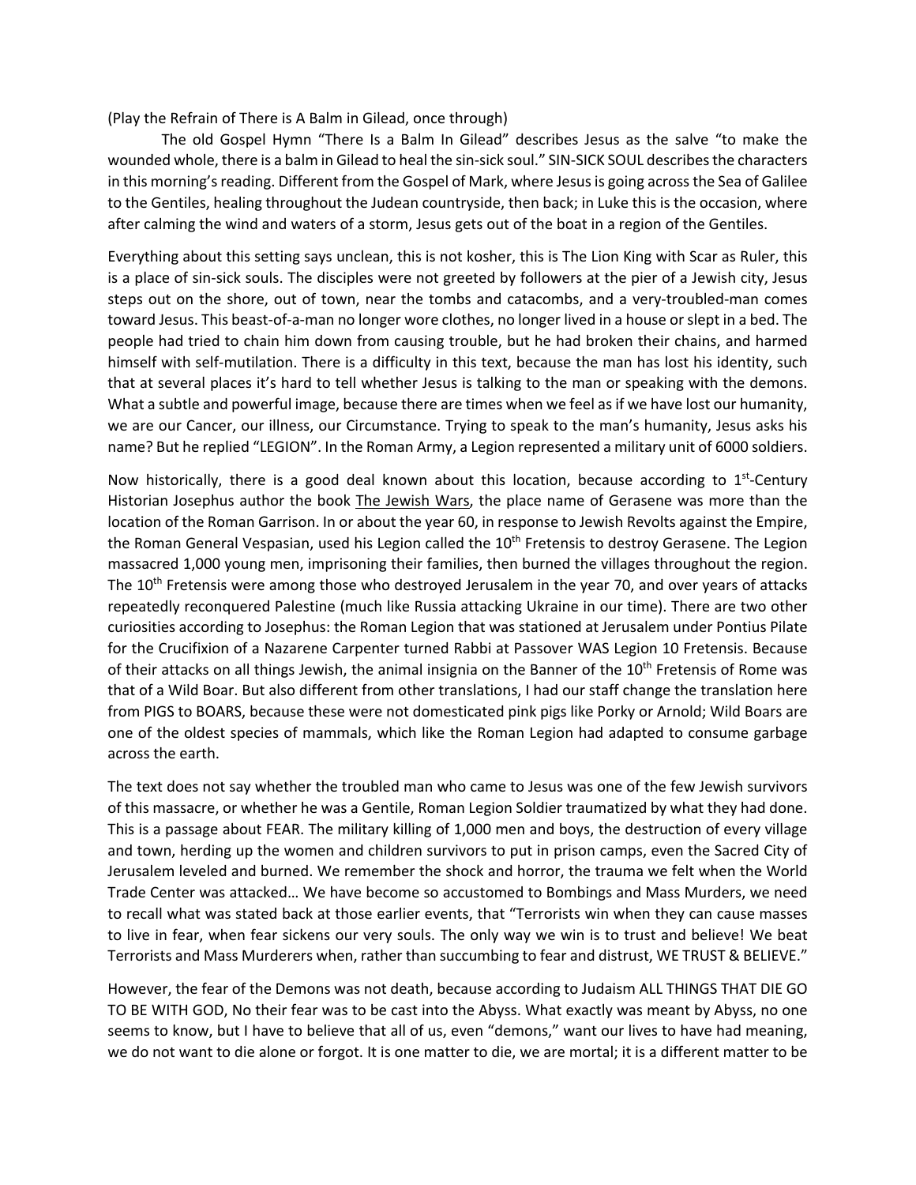(Play the Refrain of There is A Balm in Gilead, once through)

The old Gospel Hymn "There Is a Balm In Gilead" describes Jesus as the salve "to make the wounded whole, there is a balm in Gilead to heal the sin-sick soul." SIN-SICK SOUL describes the characters in this morning's reading. Different from the Gospel of Mark, where Jesus is going across the Sea of Galilee to the Gentiles, healing throughout the Judean countryside, then back; in Luke this is the occasion, where after calming the wind and waters of a storm, Jesus gets out of the boat in a region of the Gentiles.

Everything about this setting says unclean, this is not kosher, this is The Lion King with Scar as Ruler, this is a place of sin-sick souls. The disciples were not greeted by followers at the pier of a Jewish city, Jesus steps out on the shore, out of town, near the tombs and catacombs, and a very-troubled-man comes toward Jesus. This beast-of-a-man no longer wore clothes, no longer lived in a house or slept in a bed. The people had tried to chain him down from causing trouble, but he had broken their chains, and harmed himself with self-mutilation. There is a difficulty in this text, because the man has lost his identity, such that at several places it's hard to tell whether Jesus is talking to the man or speaking with the demons. What a subtle and powerful image, because there are times when we feel as if we have lost our humanity, we are our Cancer, our illness, our Circumstance. Trying to speak to the man's humanity, Jesus asks his name? But he replied "LEGION". In the Roman Army, a Legion represented a military unit of 6000 soldiers.

Now historically, there is a good deal known about this location, because according to 1st-Century Historian Josephus author the book <u>The Jewish Wars</u>, the place name of Gerasene was more than the location of the Roman Garrison. In or about the year 60, in response to Jewish Revolts against the Empire, the Roman General Vespasian, used his Legion called the 10th Fretensis to destroy Gerasene. The Legion massacred 1,000 young men, imprisoning their families, then burned the villages throughout the region. The 10th Fretensis were among those who destroyed Jerusalem in the year 70, and over years of attacks repeatedly reconquered Palestine (much like Russia attacking Ukraine in our time). There are two other curiosities according to Josephus: the Roman Legion that was stationed at Jerusalem under Pontius Pilate for the Crucifixion of a Nazarene Carpenter turned Rabbi at Passover WAS Legion 10 Fretensis. Because of their attacks on all things Jewish, the animal insignia on the Banner of the 10th Fretensis of Rome was that of a Wild Boar. But also different from other translations, I had our staff change the translation here from PIGS to BOARS, because these were not domesticated pink pigs like Porky or Arnold; Wild Boars are one of the oldest species of mammals, which like the Roman Legion had adapted to consume garbage across the earth.

The text does not say whether the troubled man who came to Jesus was one of the few Jewish survivors of this massacre, or whether he was a Gentile, Roman Legion Soldier traumatized by what they had done. This is a passage about FEAR. The military killing of 1,000 men and boys, the destruction of every village and town, herding up the women and children survivors to put in prison camps, even the Sacred City of Jerusalem leveled and burned. We remember the shock and horror, the trauma we felt when the World Trade Center was attacked… We have become so accustomed to Bombings and Mass Murders, we need to recall what was stated back at those earlier events, that "Terrorists win when they can cause masses to live in fear, when fear sickens our very souls. The only way we win is to trust and believe! We beat Terrorists and Mass Murderers when, rather than succumbing to fear and distrust, WE TRUST & BELIEVE."

However, the fear of the Demons was not death, because according to Judaism ALL THINGS THAT DIE GO TO BE WITH GOD, No their fear was to be cast into the Abyss. What exactly was meant by Abyss, no one seems to know, but I have to believe that all of us, even "demons," want our lives to have had meaning, we do not want to die alone or forgot. It is one matter to die, we are mortal; it is a different matter to be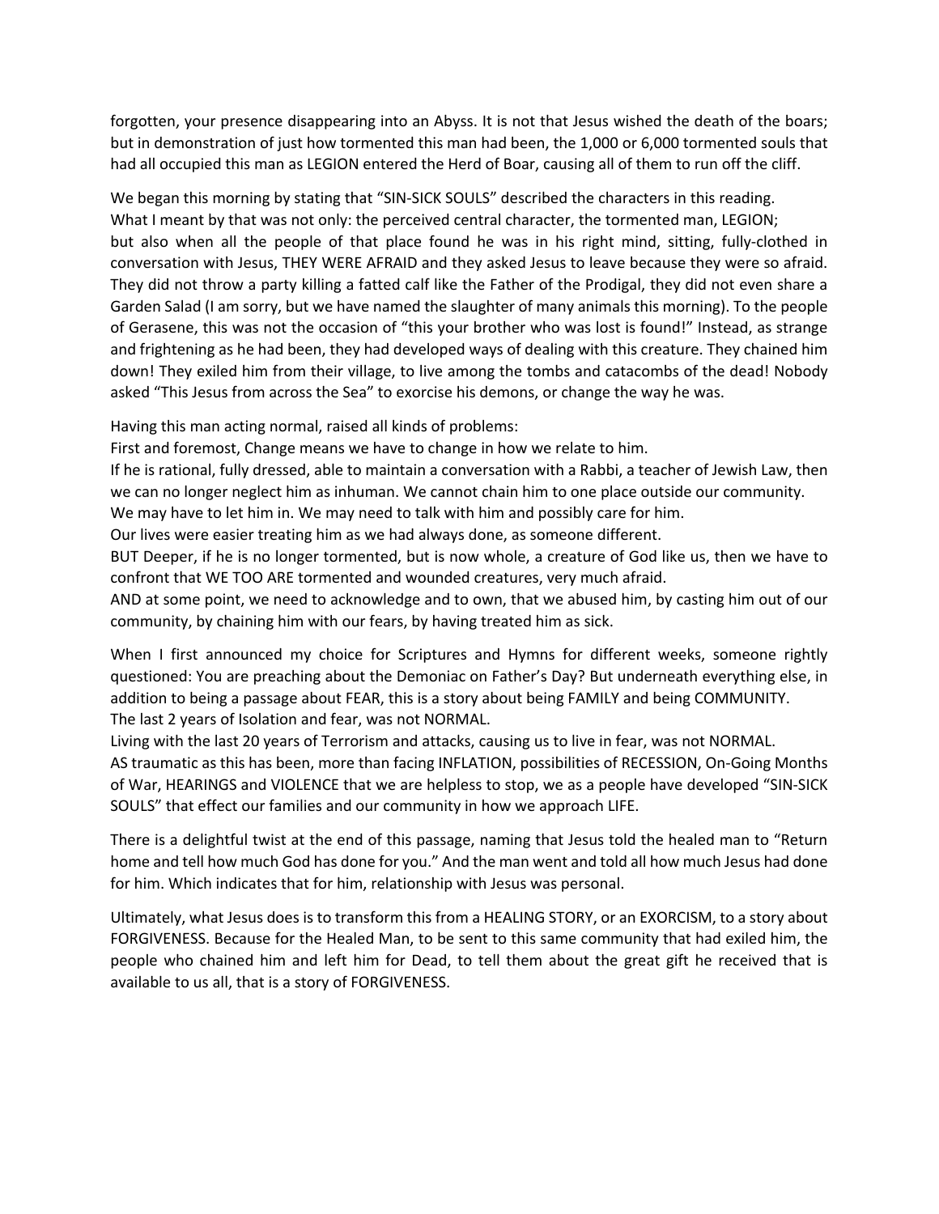forgotten, your presence disappearing into an Abyss. It is not that Jesus wished the death of the boars; but in demonstration of just how tormented this man had been, the 1,000 or 6,000 tormented souls that had all occupied this man as LEGION entered the Herd of Boar, causing all of them to run off the cliff.

We began this morning by stating that "SIN-SICK SOULS" described the characters in this reading.
What I meant by that was not only: the perceived central character, the tormented man, LEGION;
but also when all the people of that place found he was in his right mind, sitting, fully-clothed in conversation with Jesus, THEY WERE AFRAID and they asked Jesus to leave because they were so afraid. They did not throw a party killing a fatted calf like the Father of the Prodigal, they did not even share a Garden Salad (I am sorry, but we have named the slaughter of many animals this morning). To the people of Gerasene, this was not the occasion of "this your brother who was lost is found!" Instead, as strange and frightening as he had been, they had developed ways of dealing with this creature. They chained him down! They exiled him from their village, to live among the tombs and catacombs of the dead! Nobody asked "This Jesus from across the Sea" to exorcise his demons, or change the way he was.

Having this man acting normal, raised all kinds of problems:
First and foremost, Change means we have to change in how we relate to him.
If he is rational, fully dressed, able to maintain a conversation with a Rabbi, a teacher of Jewish Law, then we can no longer neglect him as inhuman. We cannot chain him to one place outside our community.
We may have to let him in. We may need to talk with him and possibly care for him.
Our lives were easier treating him as we had always done, as someone different.
BUT Deeper, if he is no longer tormented, but is now whole, a creature of God like us, then we have to confront that WE TOO ARE tormented and wounded creatures, very much afraid.
AND at some point, we need to acknowledge and to own, that we abused him, by casting him out of our community, by chaining him with our fears, by having treated him as sick.

When I first announced my choice for Scriptures and Hymns for different weeks, someone rightly questioned: You are preaching about the Demoniac on Father's Day? But underneath everything else, in addition to being a passage about FEAR, this is a story about being FAMILY and being COMMUNITY.
The last 2 years of Isolation and fear, was not NORMAL.
Living with the last 20 years of Terrorism and attacks, causing us to live in fear, was not NORMAL.
AS traumatic as this has been, more than facing INFLATION, possibilities of RECESSION, On-Going Months of War, HEARINGS and VIOLENCE that we are helpless to stop, we as a people have developed "SIN-SICK SOULS" that effect our families and our community in how we approach LIFE.

There is a delightful twist at the end of this passage, naming that Jesus told the healed man to "Return home and tell how much God has done for you." And the man went and told all how much Jesus had done for him. Which indicates that for him, relationship with Jesus was personal.

Ultimately, what Jesus does is to transform this from a HEALING STORY, or an EXORCISM, to a story about FORGIVENESS. Because for the Healed Man, to be sent to this same community that had exiled him, the people who chained him and left him for Dead, to tell them about the great gift he received that is available to us all, that is a story of FORGIVENESS.